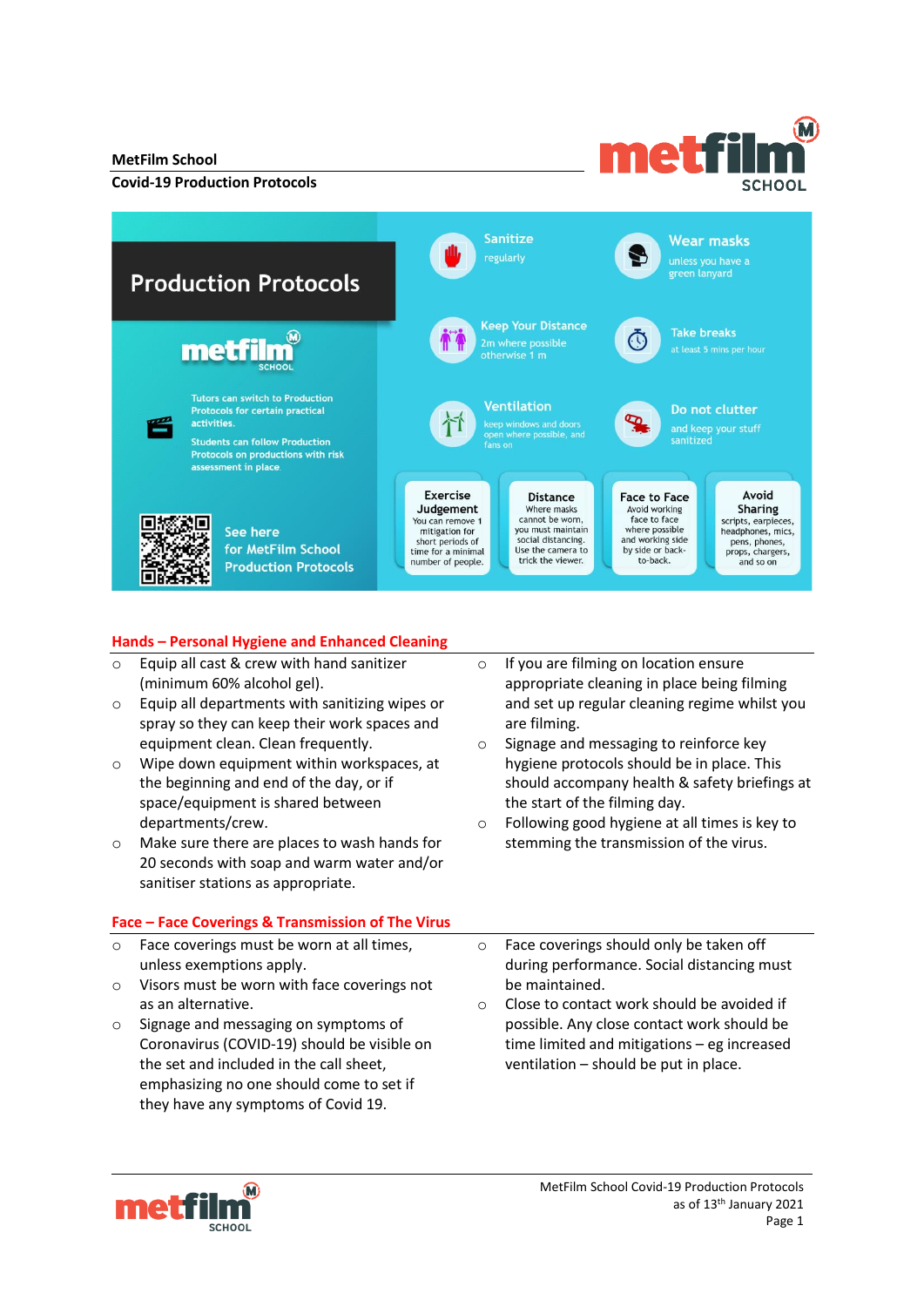**MetFilm School**

**Covid-19 Production Protocols**

# Production Protocols

Tutors can switch to Production Protocols for certain practical activities.

Students can follow Production Protocols on productions with risk assessment in place.

See here for MetFilm School Production Protocols

**Sanitize** regularly

**Wear masks** unless you have a green lanyard

**Keep Your Distance** 2m where possible otherwise 1 m

**Take breaks** at least 5 mins per hour

**Ventilation** keep windows and doors open where possible, and fans on

**Do not clutter** and keep your stuff sanitized

**Exercise Judgement** You can remove 1 mitigation for short periods of time for a minimal number of people.

**Distance** Where masks cannot be worn, you must maintain social distancing. Use the camera to trick the viewer.

**Face to Face** Avoid working face to face where possible and working side by side or back-to-back.

**Avoid Sharing** scripts, earpieces, headphones, mics, pens, phones, props, chargers, and so on

## Hands – Personal Hygiene and Enhanced Cleaning

- Equip all cast & crew with hand sanitizer (minimum 60% alcohol gel).
- Equip all departments with sanitizing wipes or spray so they can keep their work spaces and equipment clean. Clean frequently.
- Wipe down equipment within workspaces, at the beginning and end of the day, or if space/equipment is shared between departments/crew.
- Make sure there are places to wash hands for 20 seconds with soap and warm water and/or sanitiser stations as appropriate.
- If you are filming on location ensure appropriate cleaning in place being filming and set up regular cleaning regime whilst you are filming.
- Signage and messaging to reinforce key hygiene protocols should be in place. This should accompany health & safety briefings at the start of the filming day.
- Following good hygiene at all times is key to stemming the transmission of the virus.

## Face – Face Coverings & Transmission of The Virus

- Face coverings must be worn at all times, unless exemptions apply.
- Visors must be worn with face coverings not as an alternative.
- Signage and messaging on symptoms of Coronavirus (COVID-19) should be visible on the set and included in the call sheet, emphasizing no one should come to set if they have any symptoms of Covid 19.
- Face coverings should only be taken off during performance. Social distancing must be maintained.
- Close to contact work should be avoided if possible. Any close contact work should be time limited and mitigations – eg increased ventilation – should be put in place.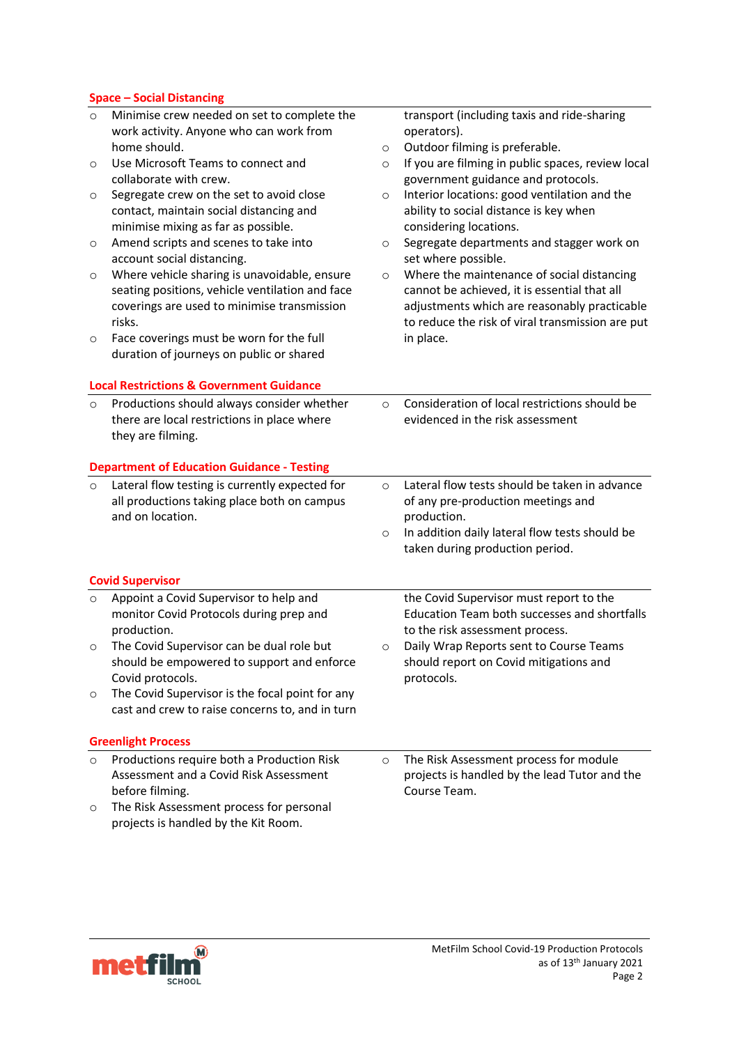## Space – Social Distancing

- Minimise crew needed on set to complete the work activity. Anyone who can work from home should.
- Use Microsoft Teams to connect and collaborate with crew.
- Segregate crew on the set to avoid close contact, maintain social distancing and minimise mixing as far as possible.
- Amend scripts and scenes to take into account social distancing.
- Where vehicle sharing is unavoidable, ensure seating positions, vehicle ventilation and face coverings are used to minimise transmission risks.
- Face coverings must be worn for the full duration of journeys on public or shared transport (including taxis and ride-sharing operators).
- Outdoor filming is preferable.
- If you are filming in public spaces, review local government guidance and protocols.
- Interior locations: good ventilation and the ability to social distance is key when considering locations.
- Segregate departments and stagger work on set where possible.
- Where the maintenance of social distancing cannot be achieved, it is essential that all adjustments which are reasonably practicable to reduce the risk of viral transmission are put in place.

## Local Restrictions & Government Guidance

- Productions should always consider whether there are local restrictions in place where they are filming.
- Consideration of local restrictions should be evidenced in the risk assessment

## Department of Education Guidance - Testing

- Lateral flow testing is currently expected for all productions taking place both on campus and on location.
- Lateral flow tests should be taken in advance of any pre-production meetings and production.
- In addition daily lateral flow tests should be taken during production period.

## Covid Supervisor

- Appoint a Covid Supervisor to help and monitor Covid Protocols during prep and production.
- The Covid Supervisor can be dual role but should be empowered to support and enforce Covid protocols.
- The Covid Supervisor is the focal point for any cast and crew to raise concerns to, and in turn the Covid Supervisor must report to the Education Team both successes and shortfalls to the risk assessment process.
- Daily Wrap Reports sent to Course Teams should report on Covid mitigations and protocols.

## Greenlight Process

- Productions require both a Production Risk Assessment and a Covid Risk Assessment before filming.
- The Risk Assessment process for personal projects is handled by the Kit Room.
- The Risk Assessment process for module projects is handled by the lead Tutor and the Course Team.

MetFilm School Covid-19 Production Protocols
as of 13th January 2021